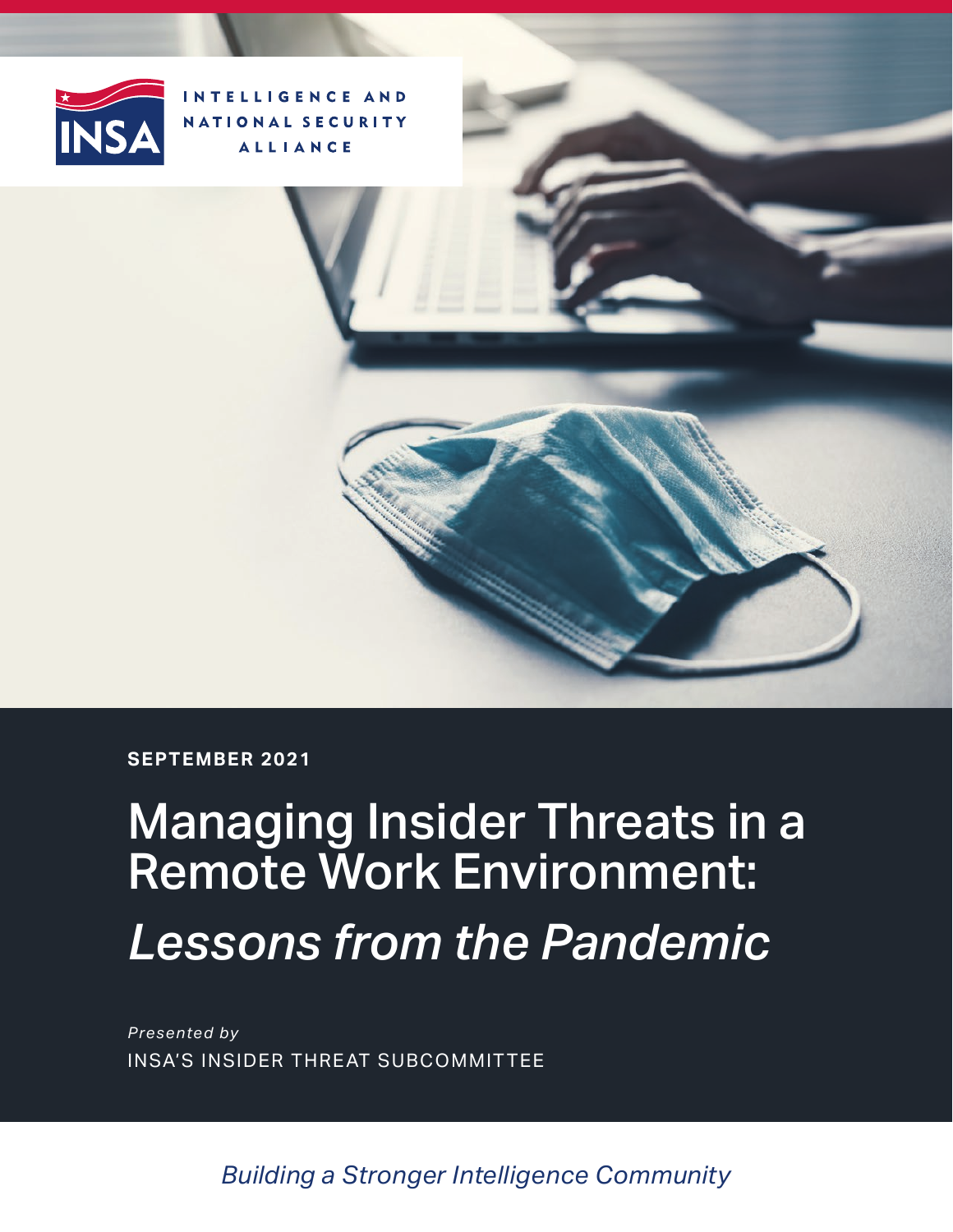INTELLIGENCE AND NATIONAL SECURITY ALLIANCE

**SEPTEMBER 2021**

# Managing Insider Threats in a Remote Work Environment: *Lessons from the Pandemic*

*Presented by*
INSA'S INSIDER THREAT SUBCOMMITTEE

*Building a Stronger Intelligence Community*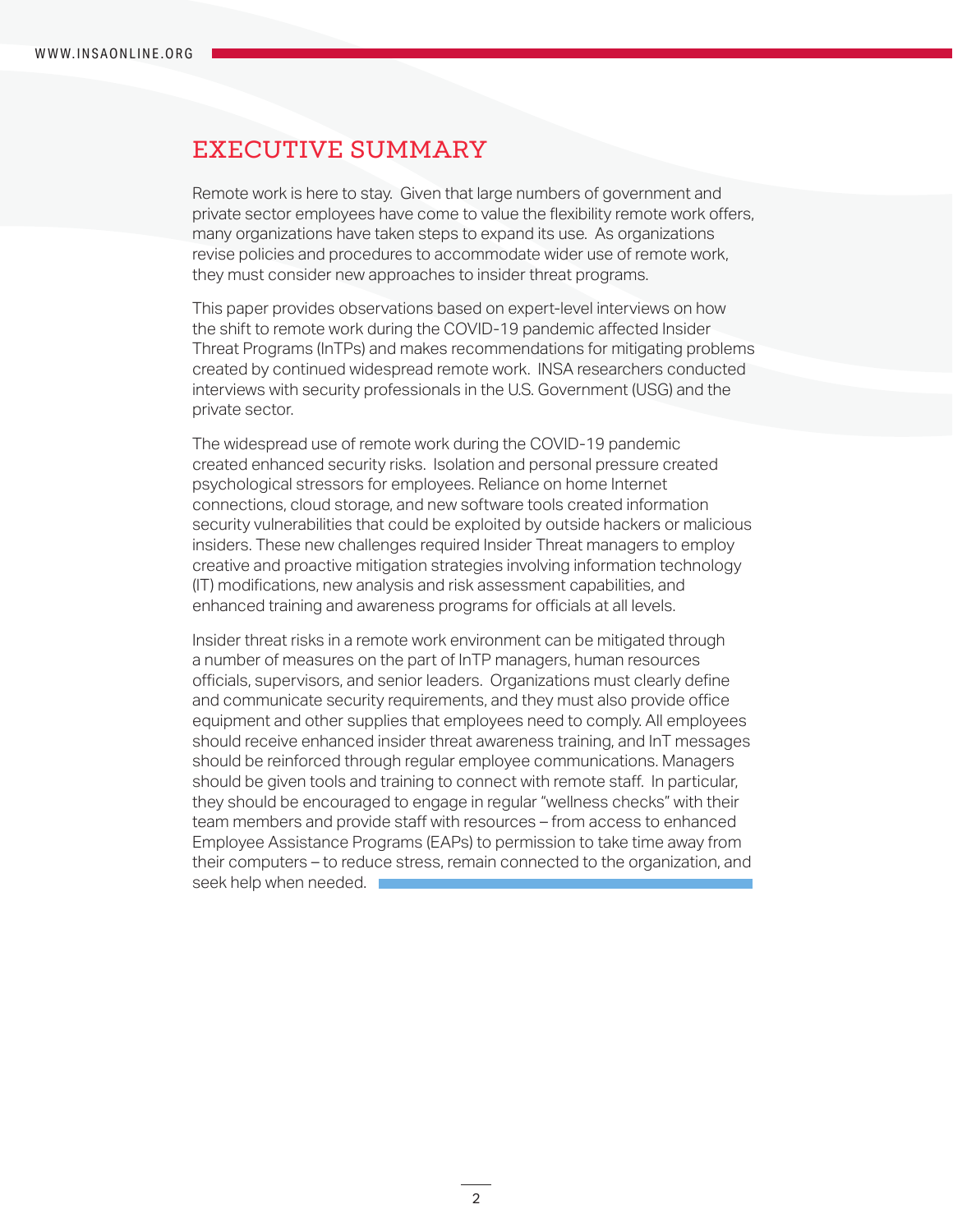# EXECUTIVE SUMMARY

Remote work is here to stay. Given that large numbers of government and private sector employees have come to value the flexibility remote work offers, many organizations have taken steps to expand its use. As organizations revise policies and procedures to accommodate wider use of remote work, they must consider new approaches to insider threat programs.

This paper provides observations based on expert-level interviews on how the shift to remote work during the COVID-19 pandemic affected Insider Threat Programs (InTPs) and makes recommendations for mitigating problems created by continued widespread remote work. INSA researchers conducted interviews with security professionals in the U.S. Government (USG) and the private sector.

The widespread use of remote work during the COVID-19 pandemic created enhanced security risks. Isolation and personal pressure created psychological stressors for employees. Reliance on home Internet connections, cloud storage, and new software tools created information security vulnerabilities that could be exploited by outside hackers or malicious insiders. These new challenges required Insider Threat managers to employ creative and proactive mitigation strategies involving information technology (IT) modifications, new analysis and risk assessment capabilities, and enhanced training and awareness programs for officials at all levels.

Insider threat risks in a remote work environment can be mitigated through a number of measures on the part of InTP managers, human resources officials, supervisors, and senior leaders. Organizations must clearly define and communicate security requirements, and they must also provide office equipment and other supplies that employees need to comply. All employees should receive enhanced insider threat awareness training, and InT messages should be reinforced through regular employee communications. Managers should be given tools and training to connect with remote staff. In particular, they should be encouraged to engage in regular "wellness checks" with their team members and provide staff with resources – from access to enhanced Employee Assistance Programs (EAPs) to permission to take time away from their computers – to reduce stress, remain connected to the organization, and seek help when needed.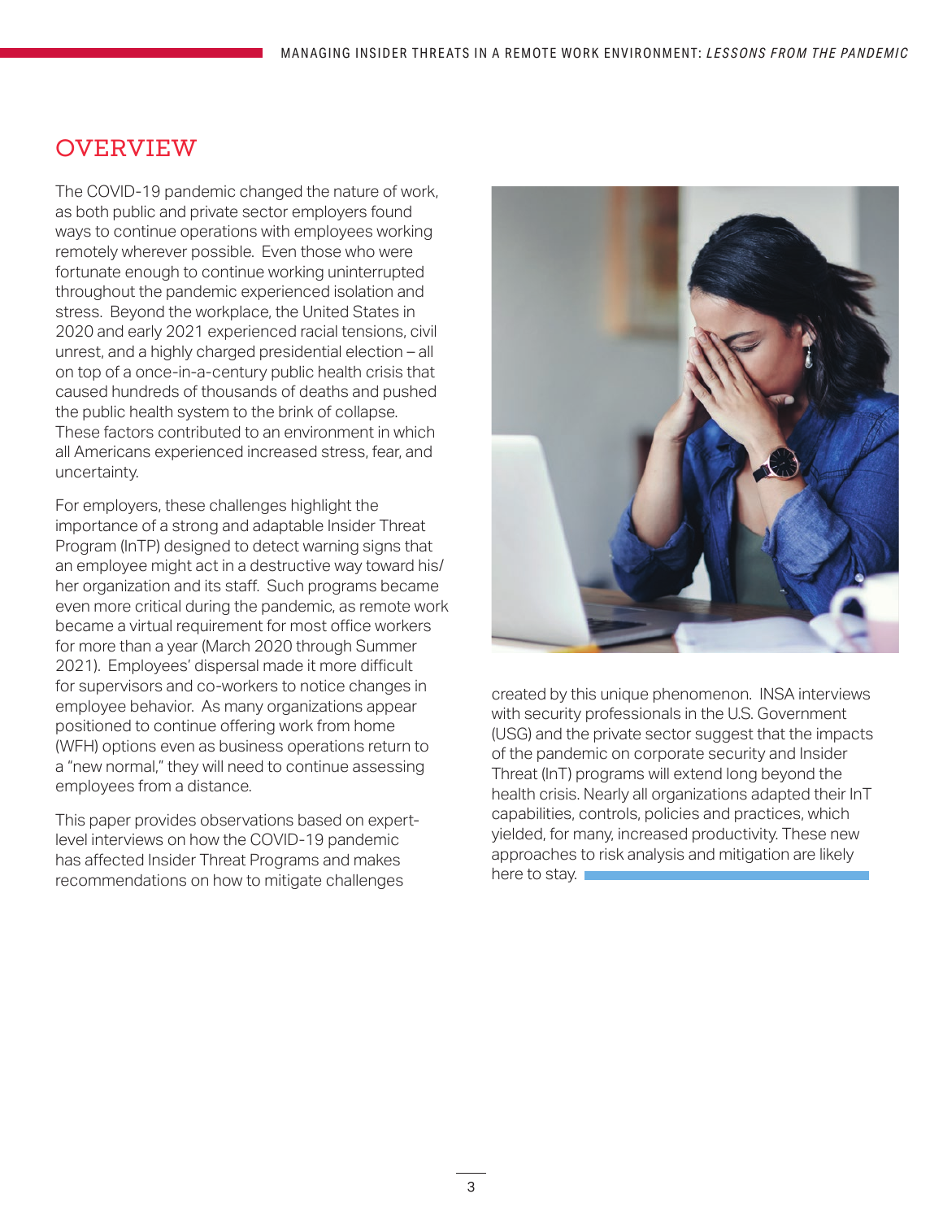## OVERVIEW

The COVID-19 pandemic changed the nature of work, as both public and private sector employers found ways to continue operations with employees working remotely wherever possible. Even those who were fortunate enough to continue working uninterrupted throughout the pandemic experienced isolation and stress. Beyond the workplace, the United States in 2020 and early 2021 experienced racial tensions, civil unrest, and a highly charged presidential election – all on top of a once-in-a-century public health crisis that caused hundreds of thousands of deaths and pushed the public health system to the brink of collapse. These factors contributed to an environment in which all Americans experienced increased stress, fear, and uncertainty.

For employers, these challenges highlight the importance of a strong and adaptable Insider Threat Program (InTP) designed to detect warning signs that an employee might act in a destructive way toward his/her organization and its staff. Such programs became even more critical during the pandemic, as remote work became a virtual requirement for most office workers for more than a year (March 2020 through Summer 2021). Employees' dispersal made it more difficult for supervisors and co-workers to notice changes in employee behavior. As many organizations appear positioned to continue offering work from home (WFH) options even as business operations return to a "new normal," they will need to continue assessing employees from a distance.

This paper provides observations based on expert-level interviews on how the COVID-19 pandemic has affected Insider Threat Programs and makes recommendations on how to mitigate challenges created by this unique phenomenon. INSA interviews with security professionals in the U.S. Government (USG) and the private sector suggest that the impacts of the pandemic on corporate security and Insider Threat (InT) programs will extend long beyond the health crisis. Nearly all organizations adapted their InT capabilities, controls, policies and practices, which yielded, for many, increased productivity. These new approaches to risk analysis and mitigation are likely here to stay.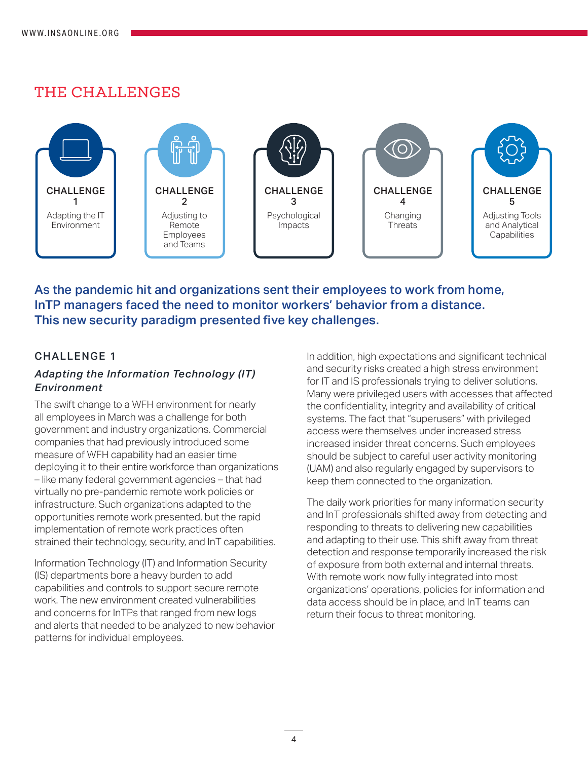# THE CHALLENGES

**CHALLENGE 1** — Adapting the IT Environment

**CHALLENGE 2** — Adjusting to Remote Employees and Teams

**CHALLENGE 3** — Psychological Impacts

**CHALLENGE 4** — Changing Threats

**CHALLENGE 5** — Adjusting Tools and Analytical Capabilities

**As the pandemic hit and organizations sent their employees to work from home, InTP managers faced the need to monitor workers' behavior from a distance. This new security paradigm presented five key challenges.**

## CHALLENGE 1

### *Adapting the Information Technology (IT) Environment*

The swift change to a WFH environment for nearly all employees in March was a challenge for both government and industry organizations. Commercial companies that had previously introduced some measure of WFH capability had an easier time deploying it to their entire workforce than organizations – like many federal government agencies – that had virtually no pre-pandemic remote work policies or infrastructure. Such organizations adapted to the opportunities remote work presented, but the rapid implementation of remote work practices often strained their technology, security, and InT capabilities.

Information Technology (IT) and Information Security (IS) departments bore a heavy burden to add capabilities and controls to support secure remote work. The new environment created vulnerabilities and concerns for InTPs that ranged from new logs and alerts that needed to be analyzed to new behavior patterns for individual employees.

In addition, high expectations and significant technical and security risks created a high stress environment for IT and IS professionals trying to deliver solutions. Many were privileged users with accesses that affected the confidentiality, integrity and availability of critical systems. The fact that "superusers" with privileged access were themselves under increased stress increased insider threat concerns. Such employees should be subject to careful user activity monitoring (UAM) and also regularly engaged by supervisors to keep them connected to the organization.

The daily work priorities for many information security and InT professionals shifted away from detecting and responding to threats to delivering new capabilities and adapting to their use. This shift away from threat detection and response temporarily increased the risk of exposure from both external and internal threats. With remote work now fully integrated into most organizations' operations, policies for information and data access should be in place, and InT teams can return their focus to threat monitoring.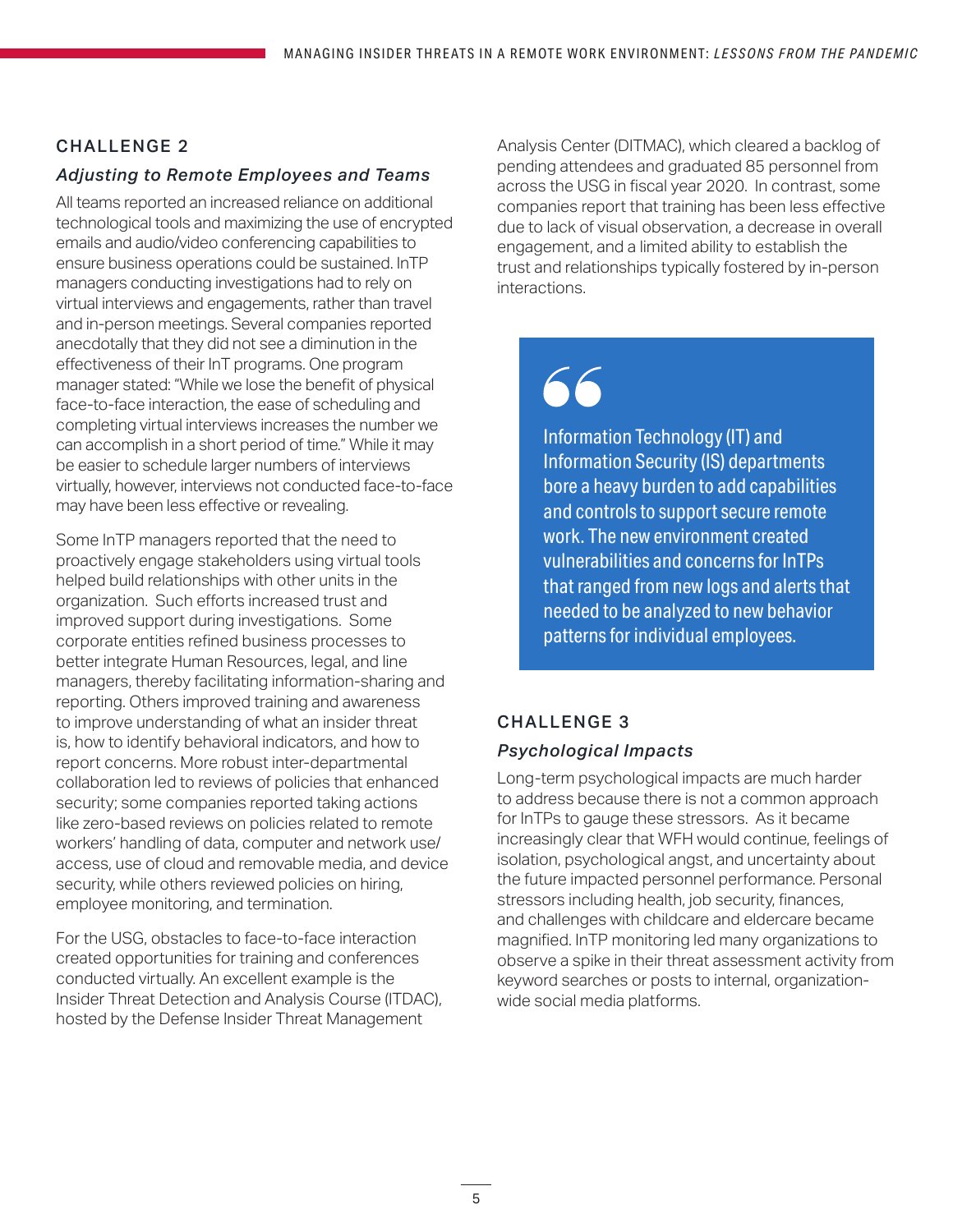## CHALLENGE 2

### *Adjusting to Remote Employees and Teams*

All teams reported an increased reliance on additional technological tools and maximizing the use of encrypted emails and audio/video conferencing capabilities to ensure business operations could be sustained. InTP managers conducting investigations had to rely on virtual interviews and engagements, rather than travel and in-person meetings. Several companies reported anecdotally that they did not see a diminution in the effectiveness of their InT programs. One program manager stated: "While we lose the benefit of physical face-to-face interaction, the ease of scheduling and completing virtual interviews increases the number we can accomplish in a short period of time." While it may be easier to schedule larger numbers of interviews virtually, however, interviews not conducted face-to-face may have been less effective or revealing.

Some InTP managers reported that the need to proactively engage stakeholders using virtual tools helped build relationships with other units in the organization. Such efforts increased trust and improved support during investigations. Some corporate entities refined business processes to better integrate Human Resources, legal, and line managers, thereby facilitating information-sharing and reporting. Others improved training and awareness to improve understanding of what an insider threat is, how to identify behavioral indicators, and how to report concerns. More robust inter-departmental collaboration led to reviews of policies that enhanced security; some companies reported taking actions like zero-based reviews on policies related to remote workers' handling of data, computer and network use/access, use of cloud and removable media, and device security, while others reviewed policies on hiring, employee monitoring, and termination.

For the USG, obstacles to face-to-face interaction created opportunities for training and conferences conducted virtually. An excellent example is the Insider Threat Detection and Analysis Course (ITDAC), hosted by the Defense Insider Threat Management Analysis Center (DITMAC), which cleared a backlog of pending attendees and graduated 85 personnel from across the USG in fiscal year 2020. In contrast, some companies report that training has been less effective due to lack of visual observation, a decrease in overall engagement, and a limited ability to establish the trust and relationships typically fostered by in-person interactions.

> Information Technology (IT) and Information Security (IS) departments bore a heavy burden to add capabilities and controls to support secure remote work. The new environment created vulnerabilities and concerns for InTPs that ranged from new logs and alerts that needed to be analyzed to new behavior patterns for individual employees.

## CHALLENGE 3

### *Psychological Impacts*

Long-term psychological impacts are much harder to address because there is not a common approach for InTPs to gauge these stressors. As it became increasingly clear that WFH would continue, feelings of isolation, psychological angst, and uncertainty about the future impacted personnel performance. Personal stressors including health, job security, finances, and challenges with childcare and eldercare became magnified. InTP monitoring led many organizations to observe a spike in their threat assessment activity from keyword searches or posts to internal, organization-wide social media platforms.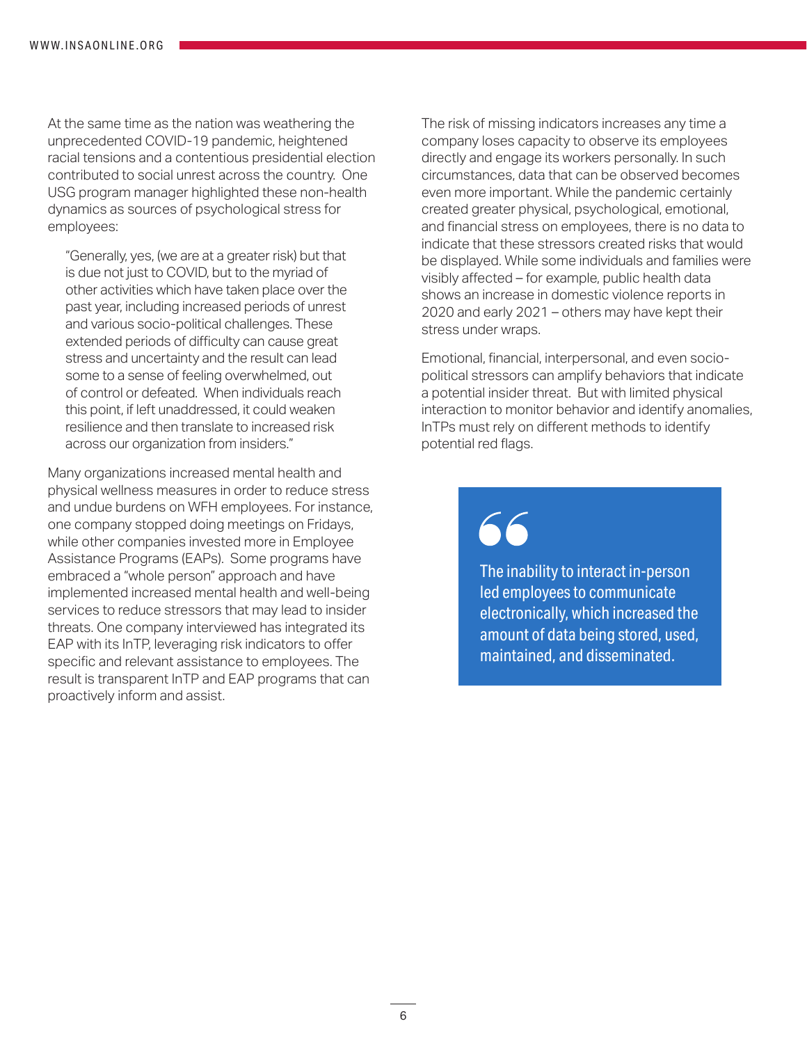At the same time as the nation was weathering the unprecedented COVID-19 pandemic, heightened racial tensions and a contentious presidential election contributed to social unrest across the country. One USG program manager highlighted these non-health dynamics as sources of psychological stress for employees:

> "Generally, yes, (we are at a greater risk) but that is due not just to COVID, but to the myriad of other activities which have taken place over the past year, including increased periods of unrest and various socio-political challenges. These extended periods of difficulty can cause great stress and uncertainty and the result can lead some to a sense of feeling overwhelmed, out of control or defeated. When individuals reach this point, if left unaddressed, it could weaken resilience and then translate to increased risk across our organization from insiders."

Many organizations increased mental health and physical wellness measures in order to reduce stress and undue burdens on WFH employees. For instance, one company stopped doing meetings on Fridays, while other companies invested more in Employee Assistance Programs (EAPs). Some programs have embraced a "whole person" approach and have implemented increased mental health and well-being services to reduce stressors that may lead to insider threats. One company interviewed has integrated its EAP with its InTP, leveraging risk indicators to offer specific and relevant assistance to employees. The result is transparent InTP and EAP programs that can proactively inform and assist.

The risk of missing indicators increases any time a company loses capacity to observe its employees directly and engage its workers personally. In such circumstances, data that can be observed becomes even more important. While the pandemic certainly created greater physical, psychological, emotional, and financial stress on employees, there is no data to indicate that these stressors created risks that would be displayed. While some individuals and families were visibly affected – for example, public health data shows an increase in domestic violence reports in 2020 and early 2021 – others may have kept their stress under wraps.

Emotional, financial, interpersonal, and even socio-political stressors can amplify behaviors that indicate a potential insider threat. But with limited physical interaction to monitor behavior and identify anomalies, InTPs must rely on different methods to identify potential red flags.

> The inability to interact in-person led employees to communicate electronically, which increased the amount of data being stored, used, maintained, and disseminated.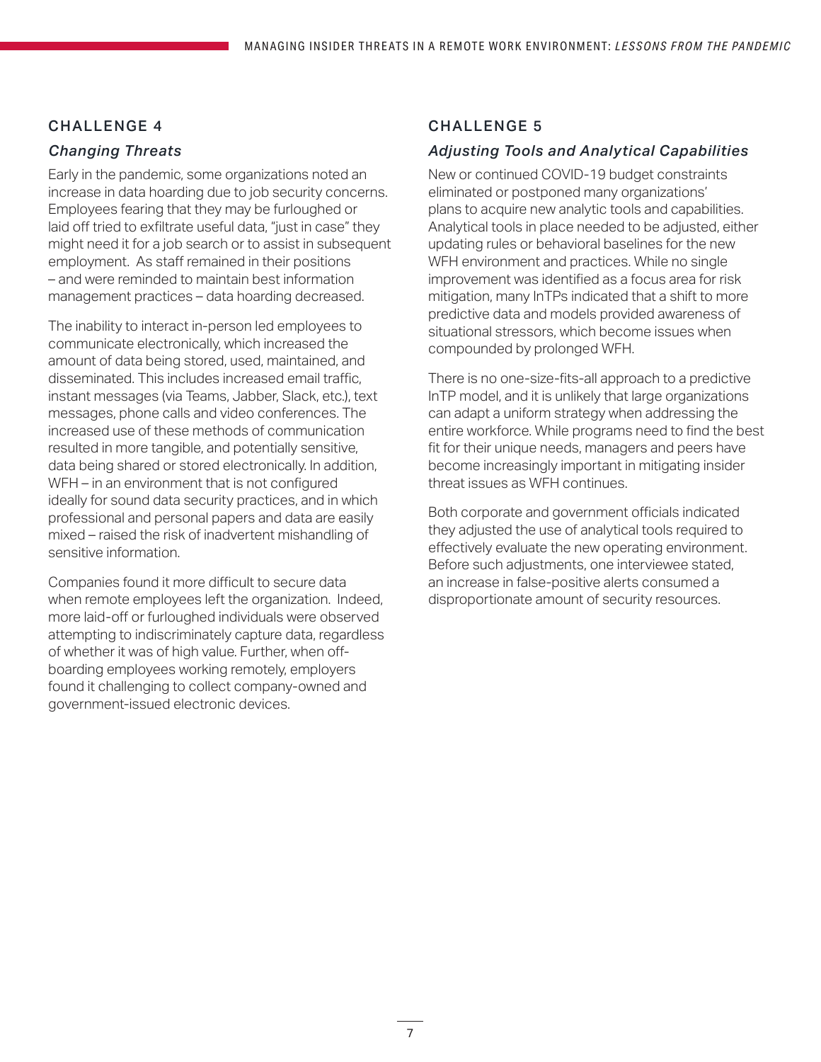## CHALLENGE 4

### *Changing Threats*

Early in the pandemic, some organizations noted an increase in data hoarding due to job security concerns. Employees fearing that they may be furloughed or laid off tried to exfiltrate useful data, "just in case" they might need it for a job search or to assist in subsequent employment. As staff remained in their positions – and were reminded to maintain best information management practices – data hoarding decreased.

The inability to interact in-person led employees to communicate electronically, which increased the amount of data being stored, used, maintained, and disseminated. This includes increased email traffic, instant messages (via Teams, Jabber, Slack, etc.), text messages, phone calls and video conferences. The increased use of these methods of communication resulted in more tangible, and potentially sensitive, data being shared or stored electronically. In addition, WFH – in an environment that is not configured ideally for sound data security practices, and in which professional and personal papers and data are easily mixed – raised the risk of inadvertent mishandling of sensitive information.

Companies found it more difficult to secure data when remote employees left the organization. Indeed, more laid-off or furloughed individuals were observed attempting to indiscriminately capture data, regardless of whether it was of high value. Further, when off-boarding employees working remotely, employers found it challenging to collect company-owned and government-issued electronic devices.

## CHALLENGE 5

### *Adjusting Tools and Analytical Capabilities*

New or continued COVID-19 budget constraints eliminated or postponed many organizations' plans to acquire new analytic tools and capabilities. Analytical tools in place needed to be adjusted, either updating rules or behavioral baselines for the new WFH environment and practices. While no single improvement was identified as a focus area for risk mitigation, many InTPs indicated that a shift to more predictive data and models provided awareness of situational stressors, which become issues when compounded by prolonged WFH.

There is no one-size-fits-all approach to a predictive InTP model, and it is unlikely that large organizations can adapt a uniform strategy when addressing the entire workforce. While programs need to find the best fit for their unique needs, managers and peers have become increasingly important in mitigating insider threat issues as WFH continues.

Both corporate and government officials indicated they adjusted the use of analytical tools required to effectively evaluate the new operating environment. Before such adjustments, one interviewee stated, an increase in false-positive alerts consumed a disproportionate amount of security resources.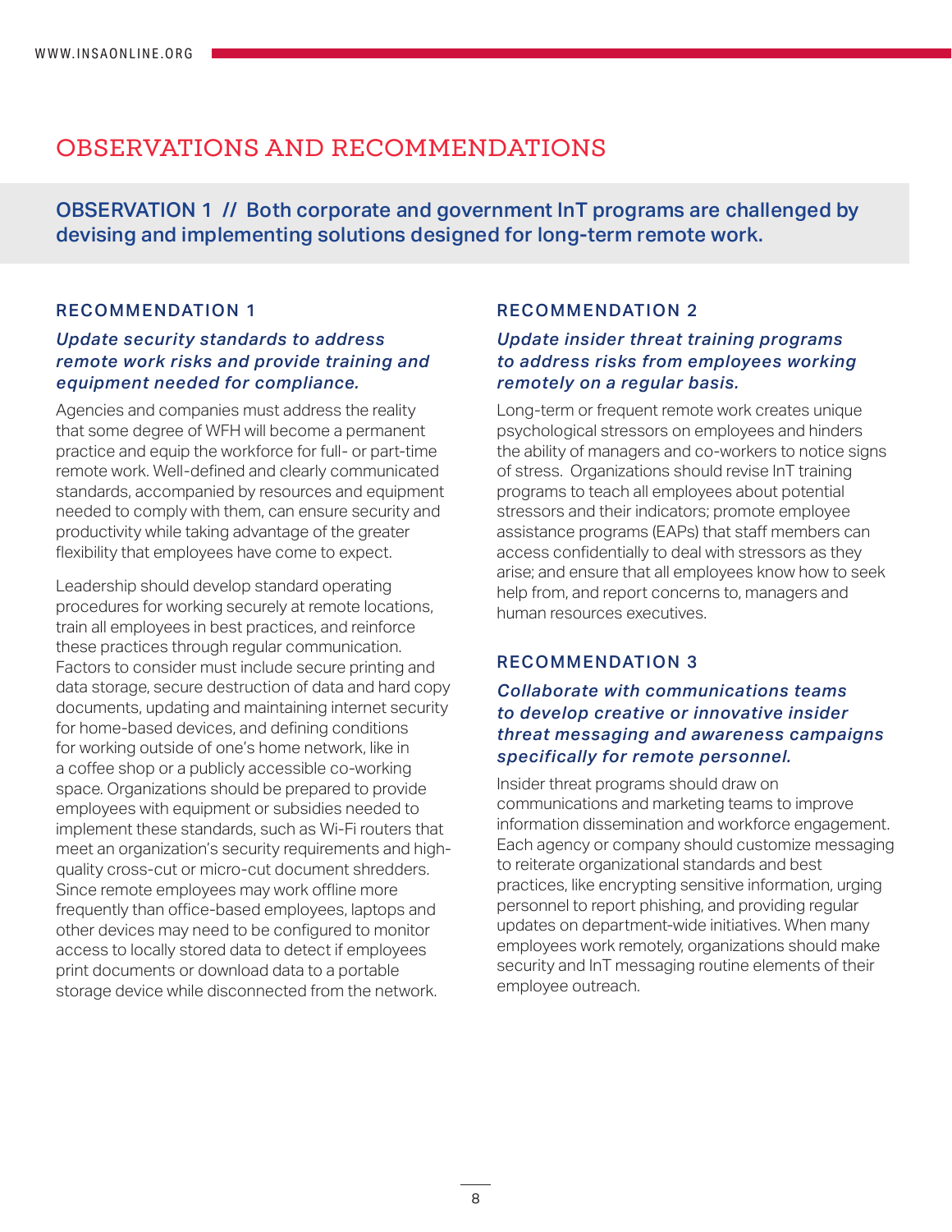# OBSERVATIONS AND RECOMMENDATIONS

## OBSERVATION 1 // Both corporate and government InT programs are challenged by devising and implementing solutions designed for long-term remote work.

### RECOMMENDATION 1

***Update security standards to address remote work risks and provide training and equipment needed for compliance.***

Agencies and companies must address the reality that some degree of WFH will become a permanent practice and equip the workforce for full- or part-time remote work. Well-defined and clearly communicated standards, accompanied by resources and equipment needed to comply with them, can ensure security and productivity while taking advantage of the greater flexibility that employees have come to expect.

Leadership should develop standard operating procedures for working securely at remote locations, train all employees in best practices, and reinforce these practices through regular communication. Factors to consider must include secure printing and data storage, secure destruction of data and hard copy documents, updating and maintaining internet security for home-based devices, and defining conditions for working outside of one's home network, like in a coffee shop or a publicly accessible co-working space. Organizations should be prepared to provide employees with equipment or subsidies needed to implement these standards, such as Wi-Fi routers that meet an organization's security requirements and high-quality cross-cut or micro-cut document shredders. Since remote employees may work offline more frequently than office-based employees, laptops and other devices may need to be configured to monitor access to locally stored data to detect if employees print documents or download data to a portable storage device while disconnected from the network.

### RECOMMENDATION 2

***Update insider threat training programs to address risks from employees working remotely on a regular basis.***

Long-term or frequent remote work creates unique psychological stressors on employees and hinders the ability of managers and co-workers to notice signs of stress. Organizations should revise InT training programs to teach all employees about potential stressors and their indicators; promote employee assistance programs (EAPs) that staff members can access confidentially to deal with stressors as they arise; and ensure that all employees know how to seek help from, and report concerns to, managers and human resources executives.

### RECOMMENDATION 3

***Collaborate with communications teams to develop creative or innovative insider threat messaging and awareness campaigns specifically for remote personnel.***

Insider threat programs should draw on communications and marketing teams to improve information dissemination and workforce engagement. Each agency or company should customize messaging to reiterate organizational standards and best practices, like encrypting sensitive information, urging personnel to report phishing, and providing regular updates on department-wide initiatives. When many employees work remotely, organizations should make security and InT messaging routine elements of their employee outreach.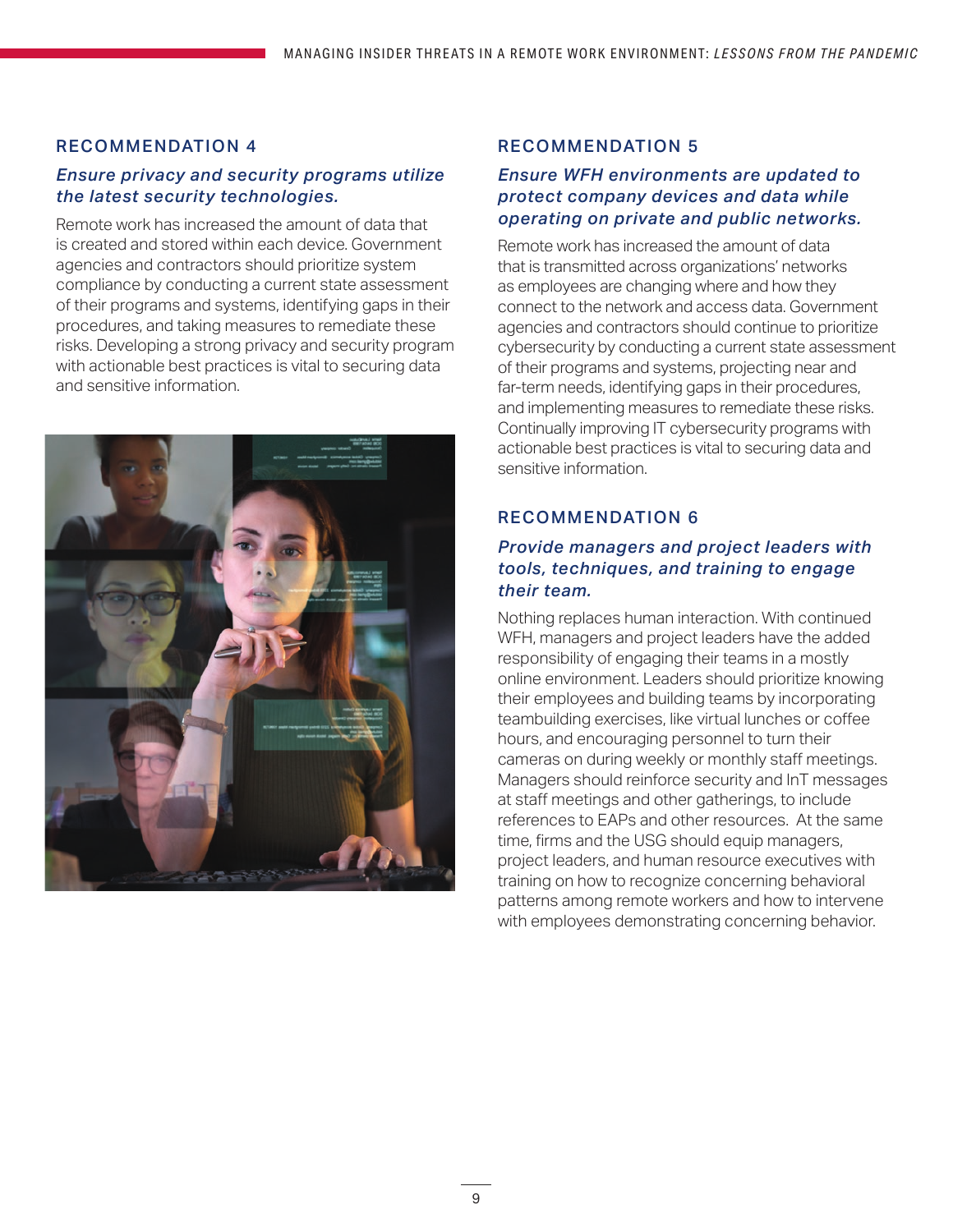## RECOMMENDATION 4

### *Ensure privacy and security programs utilize the latest security technologies.*

Remote work has increased the amount of data that is created and stored within each device. Government agencies and contractors should prioritize system compliance by conducting a current state assessment of their programs and systems, identifying gaps in their procedures, and taking measures to remediate these risks. Developing a strong privacy and security program with actionable best practices is vital to securing data and sensitive information.

## RECOMMENDATION 5

### *Ensure WFH environments are updated to protect company devices and data while operating on private and public networks.*

Remote work has increased the amount of data that is transmitted across organizations' networks as employees are changing where and how they connect to the network and access data. Government agencies and contractors should continue to prioritize cybersecurity by conducting a current state assessment of their programs and systems, projecting near and far-term needs, identifying gaps in their procedures, and implementing measures to remediate these risks. Continually improving IT cybersecurity programs with actionable best practices is vital to securing data and sensitive information.

## RECOMMENDATION 6

### *Provide managers and project leaders with tools, techniques, and training to engage their team.*

Nothing replaces human interaction. With continued WFH, managers and project leaders have the added responsibility of engaging their teams in a mostly online environment. Leaders should prioritize knowing their employees and building teams by incorporating teambuilding exercises, like virtual lunches or coffee hours, and encouraging personnel to turn their cameras on during weekly or monthly staff meetings. Managers should reinforce security and InT messages at staff meetings and other gatherings, to include references to EAPs and other resources. At the same time, firms and the USG should equip managers, project leaders, and human resource executives with training on how to recognize concerning behavioral patterns among remote workers and how to intervene with employees demonstrating concerning behavior.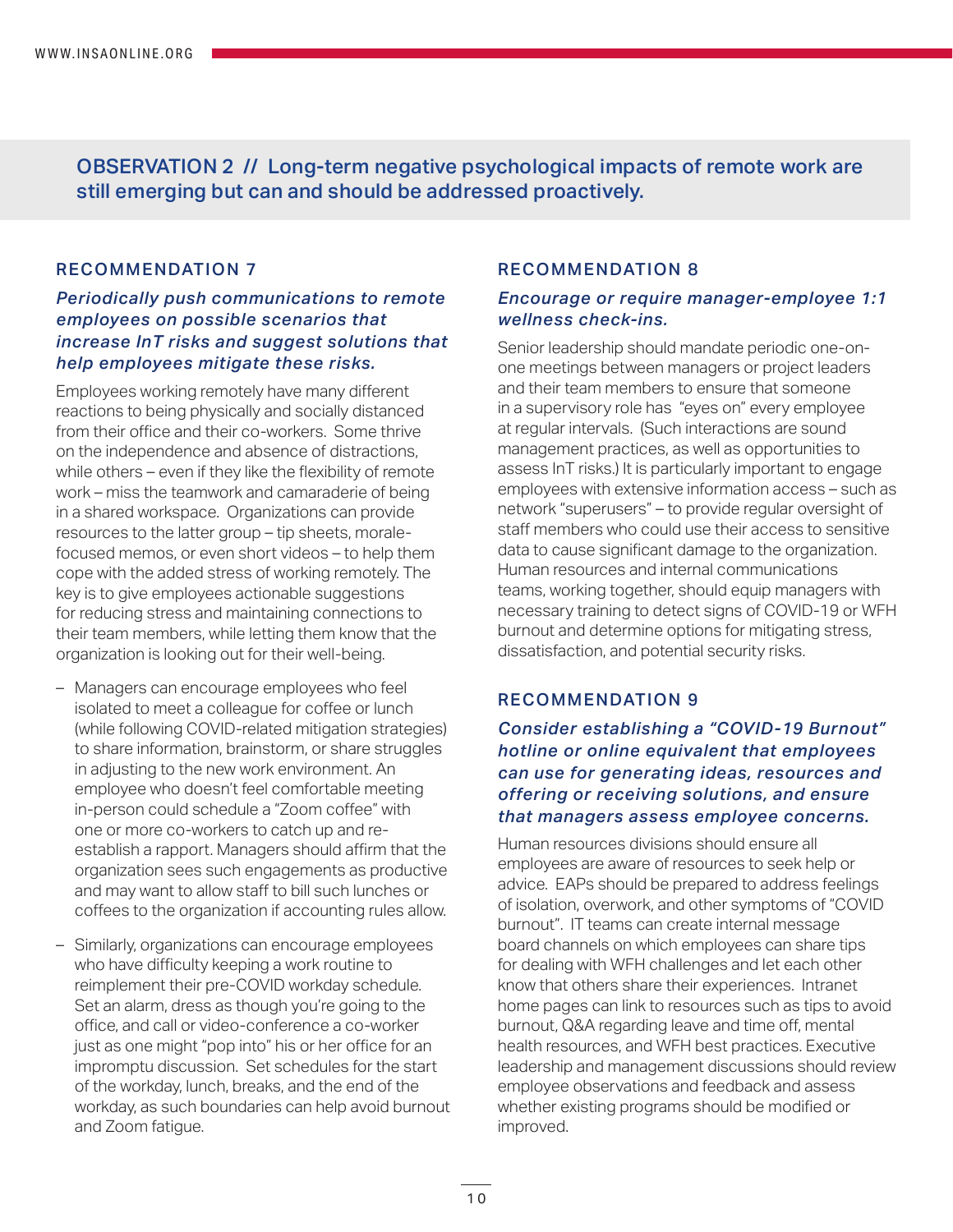## OBSERVATION 2 // Long-term negative psychological impacts of remote work are still emerging but can and should be addressed proactively.

### RECOMMENDATION 7

***Periodically push communications to remote employees on possible scenarios that increase InT risks and suggest solutions that help employees mitigate these risks.***

Employees working remotely have many different reactions to being physically and socially distanced from their office and their co-workers. Some thrive on the independence and absence of distractions, while others – even if they like the flexibility of remote work – miss the teamwork and camaraderie of being in a shared workspace. Organizations can provide resources to the latter group – tip sheets, morale-focused memos, or even short videos – to help them cope with the added stress of working remotely. The key is to give employees actionable suggestions for reducing stress and maintaining connections to their team members, while letting them know that the organization is looking out for their well-being.

- Managers can encourage employees who feel isolated to meet a colleague for coffee or lunch (while following COVID-related mitigation strategies) to share information, brainstorm, or share struggles in adjusting to the new work environment. An employee who doesn't feel comfortable meeting in-person could schedule a "Zoom coffee" with one or more co-workers to catch up and re-establish a rapport. Managers should affirm that the organization sees such engagements as productive and may want to allow staff to bill such lunches or coffees to the organization if accounting rules allow.
- Similarly, organizations can encourage employees who have difficulty keeping a work routine to reimplement their pre-COVID workday schedule. Set an alarm, dress as though you're going to the office, and call or video-conference a co-worker just as one might "pop into" his or her office for an impromptu discussion. Set schedules for the start of the workday, lunch, breaks, and the end of the workday, as such boundaries can help avoid burnout and Zoom fatigue.

### RECOMMENDATION 8

***Encourage or require manager-employee 1:1 wellness check-ins.***

Senior leadership should mandate periodic one-on-one meetings between managers or project leaders and their team members to ensure that someone in a supervisory role has "eyes on" every employee at regular intervals. (Such interactions are sound management practices, as well as opportunities to assess InT risks.) It is particularly important to engage employees with extensive information access – such as network "superusers" – to provide regular oversight of staff members who could use their access to sensitive data to cause significant damage to the organization. Human resources and internal communications teams, working together, should equip managers with necessary training to detect signs of COVID-19 or WFH burnout and determine options for mitigating stress, dissatisfaction, and potential security risks.

### RECOMMENDATION 9

***Consider establishing a "COVID-19 Burnout" hotline or online equivalent that employees can use for generating ideas, resources and offering or receiving solutions, and ensure that managers assess employee concerns.***

Human resources divisions should ensure all employees are aware of resources to seek help or advice. EAPs should be prepared to address feelings of isolation, overwork, and other symptoms of "COVID burnout". IT teams can create internal message board channels on which employees can share tips for dealing with WFH challenges and let each other know that others share their experiences. Intranet home pages can link to resources such as tips to avoid burnout, Q&A regarding leave and time off, mental health resources, and WFH best practices. Executive leadership and management discussions should review employee observations and feedback and assess whether existing programs should be modified or improved.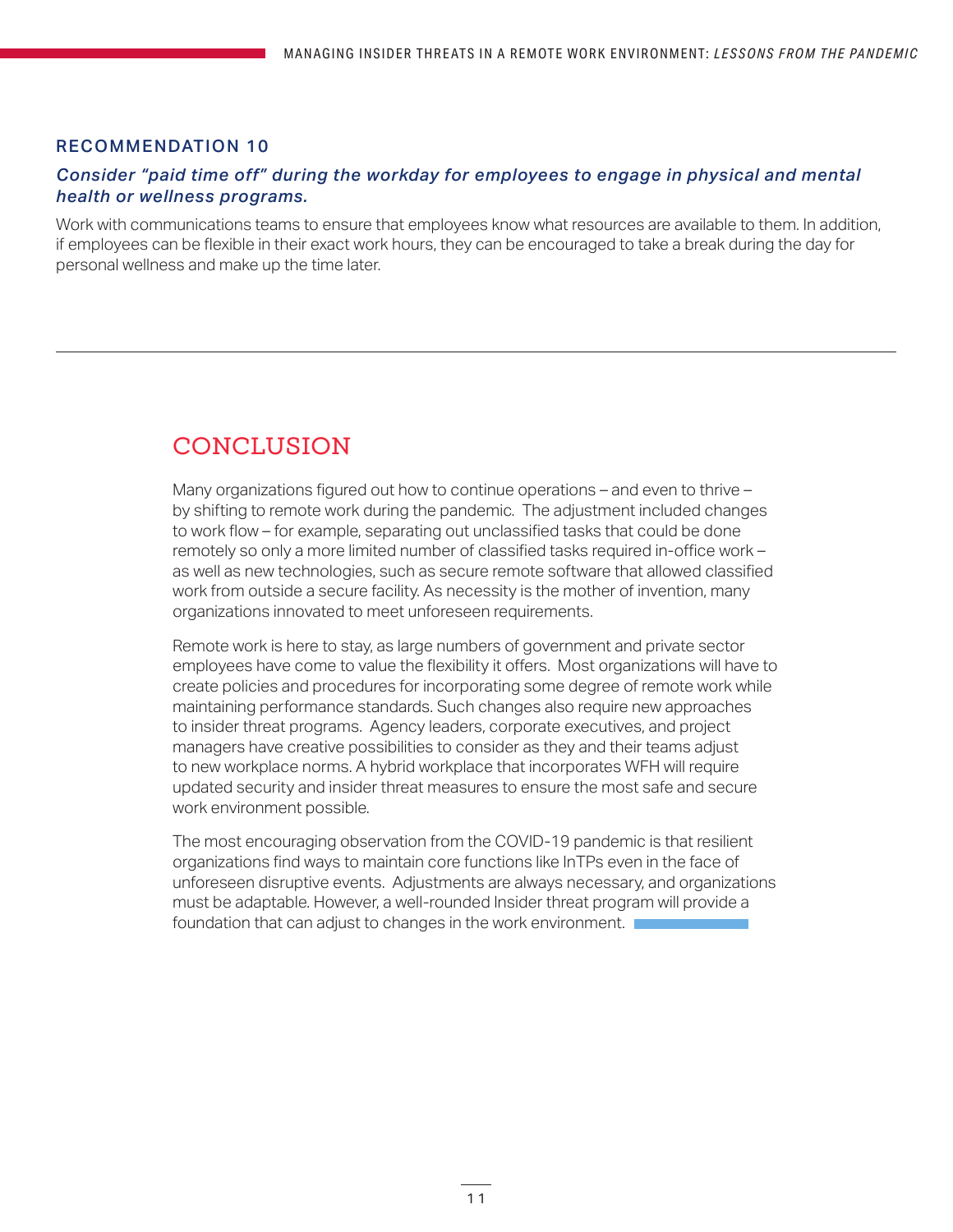### RECOMMENDATION 10

***Consider "paid time off" during the workday for employees to engage in physical and mental health or wellness programs.***

Work with communications teams to ensure that employees know what resources are available to them. In addition, if employees can be flexible in their exact work hours, they can be encouraged to take a break during the day for personal wellness and make up the time later.

---

## CONCLUSION

Many organizations figured out how to continue operations – and even to thrive – by shifting to remote work during the pandemic. The adjustment included changes to work flow – for example, separating out unclassified tasks that could be done remotely so only a more limited number of classified tasks required in-office work – as well as new technologies, such as secure remote software that allowed classified work from outside a secure facility. As necessity is the mother of invention, many organizations innovated to meet unforeseen requirements.

Remote work is here to stay, as large numbers of government and private sector employees have come to value the flexibility it offers. Most organizations will have to create policies and procedures for incorporating some degree of remote work while maintaining performance standards. Such changes also require new approaches to insider threat programs. Agency leaders, corporate executives, and project managers have creative possibilities to consider as they and their teams adjust to new workplace norms. A hybrid workplace that incorporates WFH will require updated security and insider threat measures to ensure the most safe and secure work environment possible.

The most encouraging observation from the COVID-19 pandemic is that resilient organizations find ways to maintain core functions like InTPs even in the face of unforeseen disruptive events. Adjustments are always necessary, and organizations must be adaptable. However, a well-rounded Insider threat program will provide a foundation that can adjust to changes in the work environment.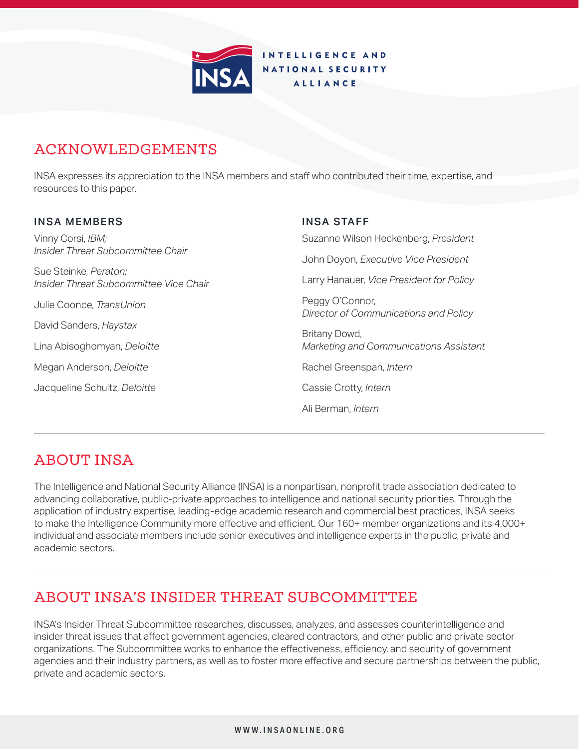INTELLIGENCE AND NATIONAL SECURITY ALLIANCE

## ACKNOWLEDGEMENTS

INSA expresses its appreciation to the INSA members and staff who contributed their time, expertise, and resources to this paper.

### INSA MEMBERS

Vinny Corsi, *IBM; Insider Threat Subcommittee Chair*

Sue Steinke, *Peraton; Insider Threat Subcommittee Vice Chair*

Julie Coonce, *TransUnion*

David Sanders, *Haystax*

Lina Abisoghomyan, *Deloitte*

Megan Anderson, *Deloitte*

Jacqueline Schultz, *Deloitte*

### INSA STAFF

Suzanne Wilson Heckenberg, *President*

John Doyon, *Executive Vice President*

Larry Hanauer, *Vice President for Policy*

Peggy O'Connor, *Director of Communications and Policy*

Britany Dowd, *Marketing and Communications Assistant*

Rachel Greenspan, *Intern*

Cassie Crotty, *Intern*

Ali Berman, *Intern*

## ABOUT INSA

The Intelligence and National Security Alliance (INSA) is a nonpartisan, nonprofit trade association dedicated to advancing collaborative, public-private approaches to intelligence and national security priorities. Through the application of industry expertise, leading-edge academic research and commercial best practices, INSA seeks to make the Intelligence Community more effective and efficient. Our 160+ member organizations and its 4,000+ individual and associate members include senior executives and intelligence experts in the public, private and academic sectors.

## ABOUT INSA'S INSIDER THREAT SUBCOMMITTEE

INSA's Insider Threat Subcommittee researches, discusses, analyzes, and assesses counterintelligence and insider threat issues that affect government agencies, cleared contractors, and other public and private sector organizations. The Subcommittee works to enhance the effectiveness, efficiency, and security of government agencies and their industry partners, as well as to foster more effective and secure partnerships between the public, private and academic sectors.

WWW.INSAONLINE.ORG